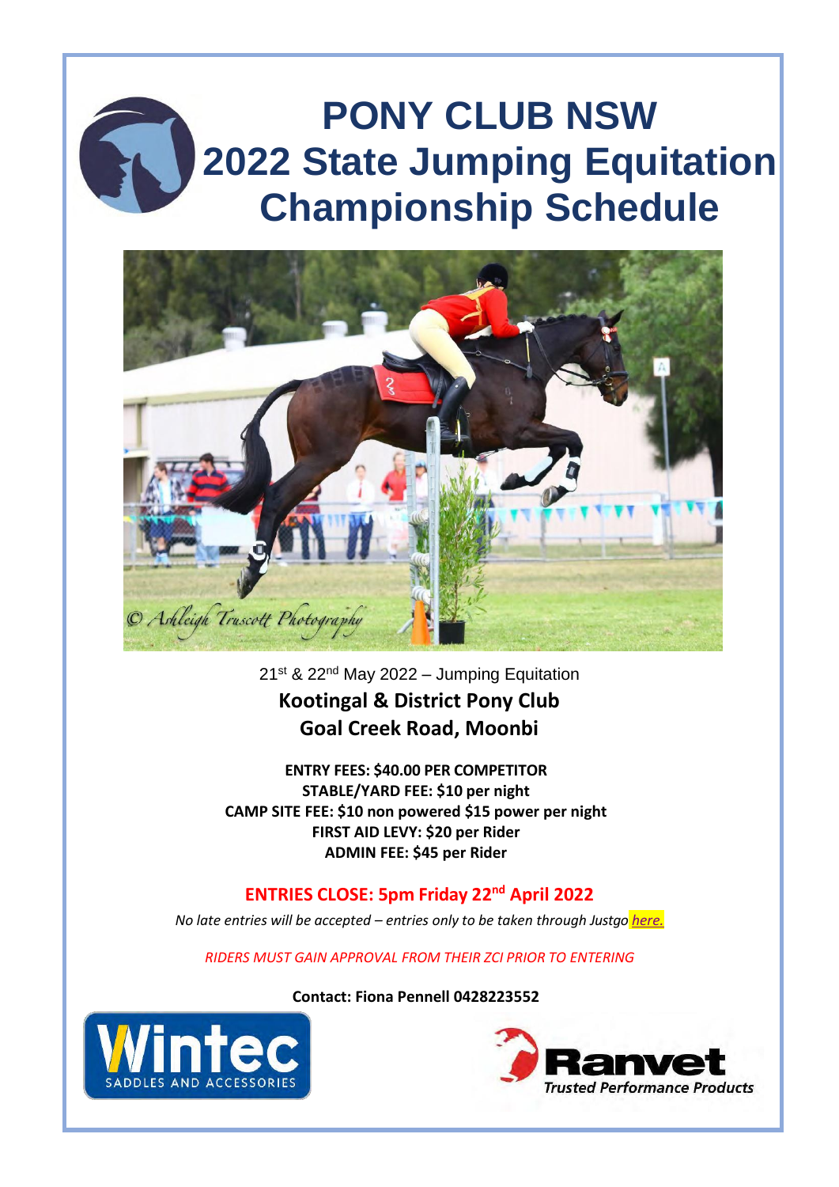# PONY CLUB NSW
# 2022 State Jumping Equitation Championship Schedule

21st & 22nd May 2022 – Jumping Equitation

**Kootingal & District Pony Club**
**Goal Creek Road, Moonbi**

**ENTRY FEES: $40.00 PER COMPETITOR**
**STABLE/YARD FEE: $10 per night**
**CAMP SITE FEE: $10 non powered $15 power per night**
**FIRST AID LEVY: $20 per Rider**
**ADMIN FEE: $45 per Rider**

**ENTRIES CLOSE: 5pm Friday 22nd April 2022**

*No late entries will be accepted – entries only to be taken through Justgo here.*

*RIDERS MUST GAIN APPROVAL FROM THEIR ZCI PRIOR TO ENTERING*

**Contact: Fiona Pennell 0428223552**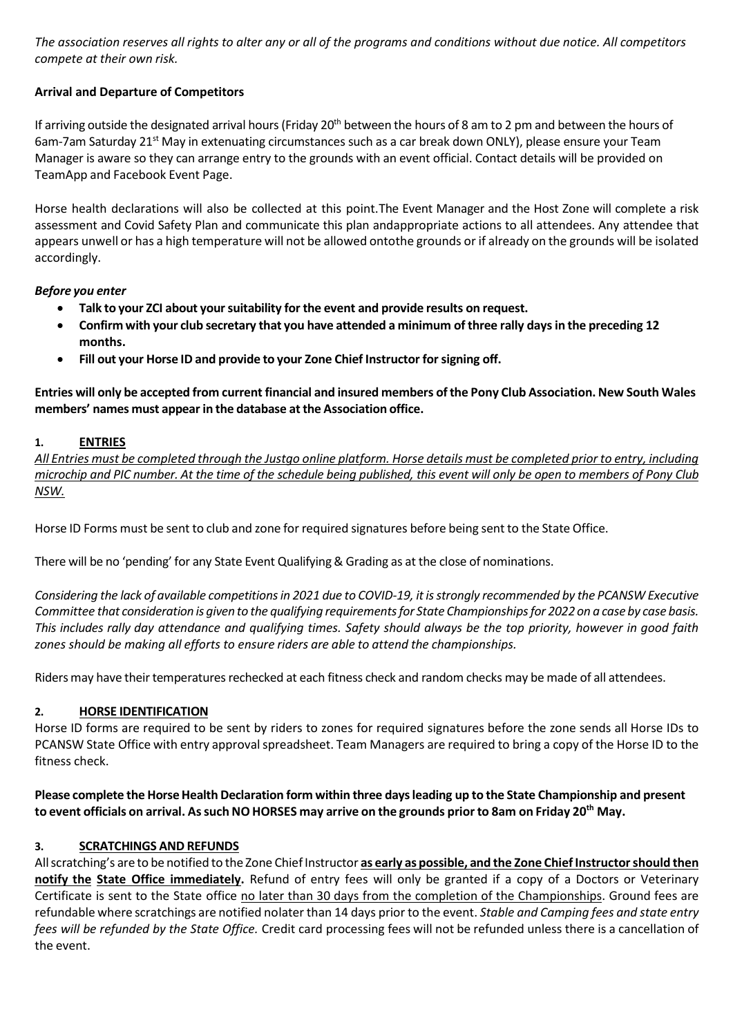*The association reserves all rights to alter any or all of the programs and conditions without due notice. All competitors compete at their own risk.*

**Arrival and Departure of Competitors**

If arriving outside the designated arrival hours (Friday 20th between the hours of 8 am to 2 pm and between the hours of 6am-7am Saturday 21st May in extenuating circumstances such as a car break down ONLY), please ensure your Team Manager is aware so they can arrange entry to the grounds with an event official. Contact details will be provided on TeamApp and Facebook Event Page.

Horse health declarations will also be collected at this point.The Event Manager and the Host Zone will complete a risk assessment and Covid Safety Plan and communicate this plan andappropriate actions to all attendees. Any attendee that appears unwell or has a high temperature will not be allowed ontothe grounds or if already on the grounds will be isolated accordingly.

***Before you enter***

- **Talk to your ZCI about your suitability for the event and provide results on request.**
- **Confirm with your club secretary that you have attended a minimum of three rally days in the preceding 12 months.**
- **Fill out your Horse ID and provide to your Zone Chief Instructor for signing off.**

**Entries will only be accepted from current financial and insured members of the Pony Club Association. New South Wales members' names must appear in the database at the Association office.**

## 1. ENTRIES

*All Entries must be completed through the Justgo online platform. Horse details must be completed prior to entry, including microchip and PIC number. At the time of the schedule being published, this event will only be open to members of Pony Club NSW.*

Horse ID Forms must be sent to club and zone for required signatures before being sent to the State Office.

There will be no 'pending' for any State Event Qualifying & Grading as at the close of nominations.

*Considering the lack of available competitions in 2021 due to COVID-19, it is strongly recommended by the PCANSW Executive Committee that consideration is given to the qualifying requirements for State Championships for 2022 on a case by case basis. This includes rally day attendance and qualifying times. Safety should always be the top priority, however in good faith zones should be making all efforts to ensure riders are able to attend the championships.*

Riders may have their temperatures rechecked at each fitness check and random checks may be made of all attendees.

## 2. HORSE IDENTIFICATION

Horse ID forms are required to be sent by riders to zones for required signatures before the zone sends all Horse IDs to PCANSW State Office with entry approval spreadsheet. Team Managers are required to bring a copy of the Horse ID to the fitness check.

**Please complete the Horse Health Declaration form within three days leading up to the State Championship and present to event officials on arrival. As such NO HORSES may arrive on the grounds prior to 8am on Friday 20th May.**

## 3. SCRATCHINGS AND REFUNDS

All scratching's are to be notified to the Zone Chief Instructor **as early as possible, and the Zone Chief Instructor should then notify the State Office immediately.** Refund of entry fees will only be granted if a copy of a Doctors or Veterinary Certificate is sent to the State office no later than 30 days from the completion of the Championships. Ground fees are refundable where scratchings are notified nolater than 14 days prior to the event. *Stable and Camping fees and state entry fees will be refunded by the State Office.* Credit card processing fees will not be refunded unless there is a cancellation of the event.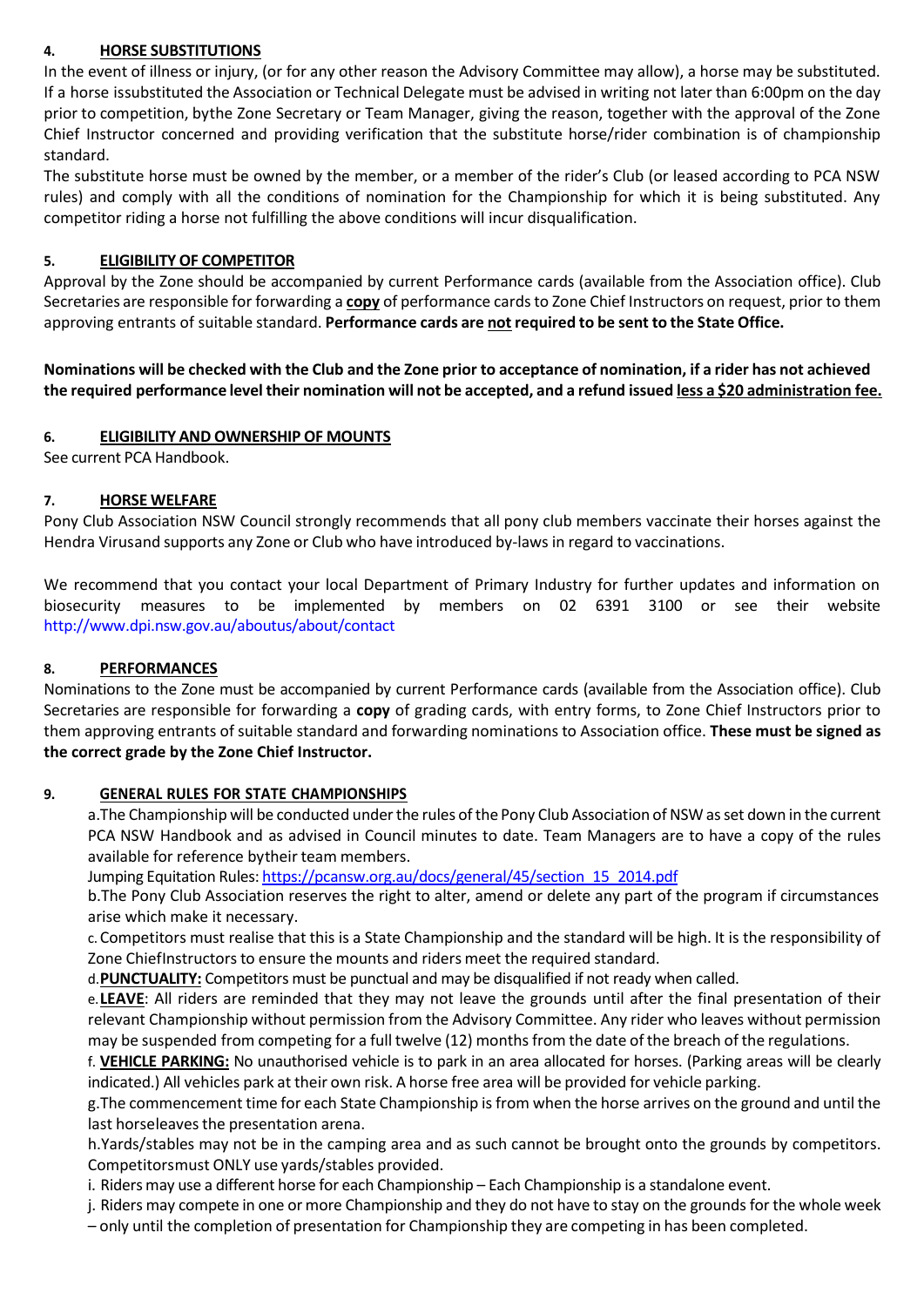### 4. **HORSE SUBSTITUTIONS**

In the event of illness or injury, (or for any other reason the Advisory Committee may allow), a horse may be substituted. If a horse issubstituted the Association or Technical Delegate must be advised in writing not later than 6:00pm on the day prior to competition, bythe Zone Secretary or Team Manager, giving the reason, together with the approval of the Zone Chief Instructor concerned and providing verification that the substitute horse/rider combination is of championship standard.

The substitute horse must be owned by the member, or a member of the rider's Club (or leased according to PCA NSW rules) and comply with all the conditions of nomination for the Championship for which it is being substituted. Any competitor riding a horse not fulfilling the above conditions will incur disqualification.

### 5. **ELIGIBILITY OF COMPETITOR**

Approval by the Zone should be accompanied by current Performance cards (available from the Association office). Club Secretaries are responsible for forwarding a **copy** of performance cards to Zone Chief Instructors on request, prior to them approving entrants of suitable standard. **Performance cards are not required to be sent to the State Office.**

**Nominations will be checked with the Club and the Zone prior to acceptance of nomination, if a rider has not achieved the required performance level their nomination will not be accepted, and a refund issued less a $20 administration fee.**

### 6. **ELIGIBILITY AND OWNERSHIP OF MOUNTS**

See current PCA Handbook.

### 7. **HORSE WELFARE**

Pony Club Association NSW Council strongly recommends that all pony club members vaccinate their horses against the Hendra Virusand supports any Zone or Club who have introduced by-laws in regard to vaccinations.

We recommend that you contact your local Department of Primary Industry for further updates and information on biosecurity measures to be implemented by members on 02 6391 3100 or see their website http://www.dpi.nsw.gov.au/aboutus/about/contact

### 8. **PERFORMANCES**

Nominations to the Zone must be accompanied by current Performance cards (available from the Association office). Club Secretaries are responsible for forwarding a **copy** of grading cards, with entry forms, to Zone Chief Instructors prior to them approving entrants of suitable standard and forwarding nominations to Association office. **These must be signed as the correct grade by the Zone Chief Instructor.**

### 9. **GENERAL RULES FOR STATE CHAMPIONSHIPS**

a. The Championship will be conducted under the rules of the Pony Club Association of NSW as set down in the current PCA NSW Handbook and as advised in Council minutes to date. Team Managers are to have a copy of the rules available for reference bytheir team members.

Jumping Equitation Rules: https://pcansw.org.au/docs/general/45/section_15_2014.pdf

b. The Pony Club Association reserves the right to alter, amend or delete any part of the program if circumstances arise which make it necessary.

c. Competitors must realise that this is a State Championship and the standard will be high. It is the responsibility of Zone ChiefInstructors to ensure the mounts and riders meet the required standard.

d. **PUNCTUALITY:** Competitors must be punctual and may be disqualified if not ready when called.

e. **LEAVE**: All riders are reminded that they may not leave the grounds until after the final presentation of their relevant Championship without permission from the Advisory Committee. Any rider who leaves without permission may be suspended from competing for a full twelve (12) months from the date of the breach of the regulations.

f. **VEHICLE PARKING:** No unauthorised vehicle is to park in an area allocated for horses. (Parking areas will be clearly indicated.) All vehicles park at their own risk. A horse free area will be provided for vehicle parking.

g. The commencement time for each State Championship is from when the horse arrives on the ground and until the last horseleaves the presentation arena.

h. Yards/stables may not be in the camping area and as such cannot be brought onto the grounds by competitors. Competitorsmust ONLY use yards/stables provided.

i. Riders may use a different horse for each Championship – Each Championship is a standalone event.

j. Riders may compete in one or more Championship and they do not have to stay on the grounds for the whole week – only until the completion of presentation for Championship they are competing in has been completed.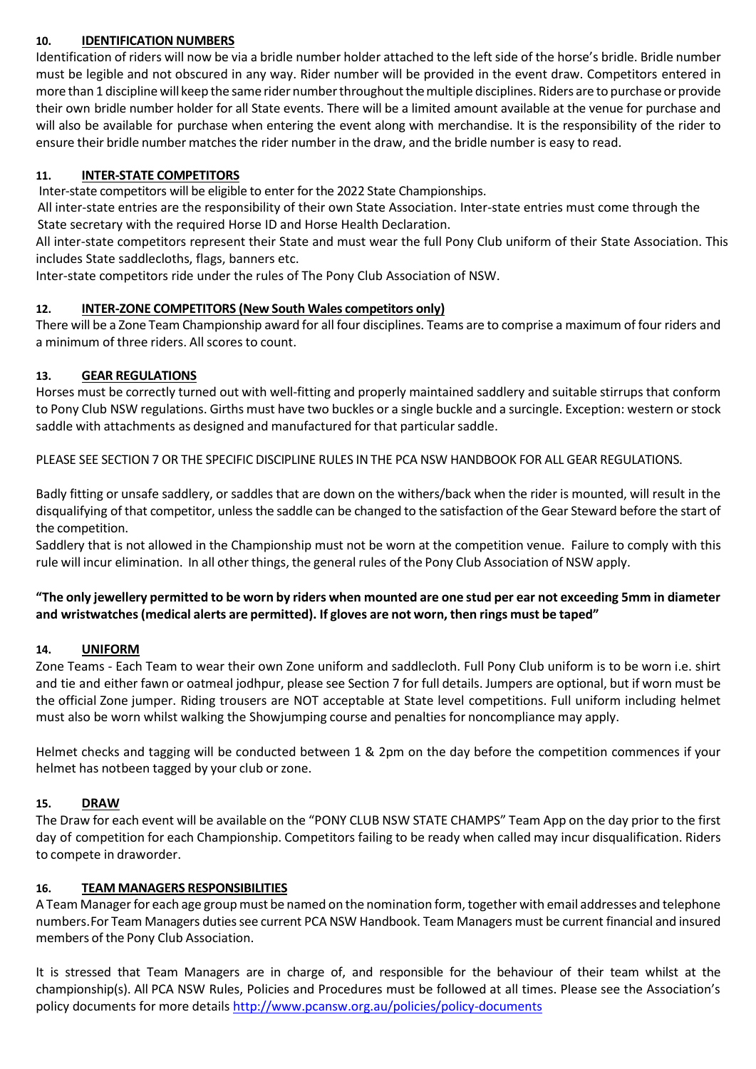## 10. IDENTIFICATION NUMBERS

Identification of riders will now be via a bridle number holder attached to the left side of the horse's bridle. Bridle number must be legible and not obscured in any way. Rider number will be provided in the event draw. Competitors entered in more than 1 discipline will keep the same rider number throughout the multiple disciplines. Riders are to purchase or provide their own bridle number holder for all State events. There will be a limited amount available at the venue for purchase and will also be available for purchase when entering the event along with merchandise. It is the responsibility of the rider to ensure their bridle number matches the rider number in the draw, and the bridle number is easy to read.

## 11. INTER-STATE COMPETITORS

Inter-state competitors will be eligible to enter for the 2022 State Championships.

All inter-state entries are the responsibility of their own State Association. Inter-state entries must come through the State secretary with the required Horse ID and Horse Health Declaration.

All inter-state competitors represent their State and must wear the full Pony Club uniform of their State Association. This includes State saddlecloths, flags, banners etc.

Inter-state competitors ride under the rules of The Pony Club Association of NSW.

## 12. INTER-ZONE COMPETITORS (New South Wales competitors only)

There will be a Zone Team Championship award for all four disciplines. Teams are to comprise a maximum of four riders and a minimum of three riders. All scores to count.

## 13. GEAR REGULATIONS

Horses must be correctly turned out with well-fitting and properly maintained saddlery and suitable stirrups that conform to Pony Club NSW regulations. Girths must have two buckles or a single buckle and a surcingle. Exception: western or stock saddle with attachments as designed and manufactured for that particular saddle.

PLEASE SEE SECTION 7 OR THE SPECIFIC DISCIPLINE RULES IN THE PCA NSW HANDBOOK FOR ALL GEAR REGULATIONS.

Badly fitting or unsafe saddlery, or saddles that are down on the withers/back when the rider is mounted, will result in the disqualifying of that competitor, unless the saddle can be changed to the satisfaction of the Gear Steward before the start of the competition.

Saddlery that is not allowed in the Championship must not be worn at the competition venue. Failure to comply with this rule will incur elimination. In all other things, the general rules of the Pony Club Association of NSW apply.

**"The only jewellery permitted to be worn by riders when mounted are one stud per ear not exceeding 5mm in diameter and wristwatches (medical alerts are permitted). If gloves are not worn, then rings must be taped"**

## 14. UNIFORM

Zone Teams - Each Team to wear their own Zone uniform and saddlecloth. Full Pony Club uniform is to be worn i.e. shirt and tie and either fawn or oatmeal jodhpur, please see Section 7 for full details. Jumpers are optional, but if worn must be the official Zone jumper. Riding trousers are NOT acceptable at State level competitions. Full uniform including helmet must also be worn whilst walking the Showjumping course and penalties for noncompliance may apply.

Helmet checks and tagging will be conducted between 1 & 2pm on the day before the competition commences if your helmet has notbeen tagged by your club or zone.

## 15. DRAW

The Draw for each event will be available on the "PONY CLUB NSW STATE CHAMPS" Team App on the day prior to the first day of competition for each Championship. Competitors failing to be ready when called may incur disqualification. Riders to compete in draworder.

## 16. TEAM MANAGERS RESPONSIBILITIES

A Team Manager for each age group must be named on the nomination form, together with email addresses and telephone numbers.For Team Managers duties see current PCA NSW Handbook. Team Managers must be current financial and insured members of the Pony Club Association.

It is stressed that Team Managers are in charge of, and responsible for the behaviour of their team whilst at the championship(s). All PCA NSW Rules, Policies and Procedures must be followed at all times. Please see the Association's policy documents for more details http://www.pcansw.org.au/policies/policy-documents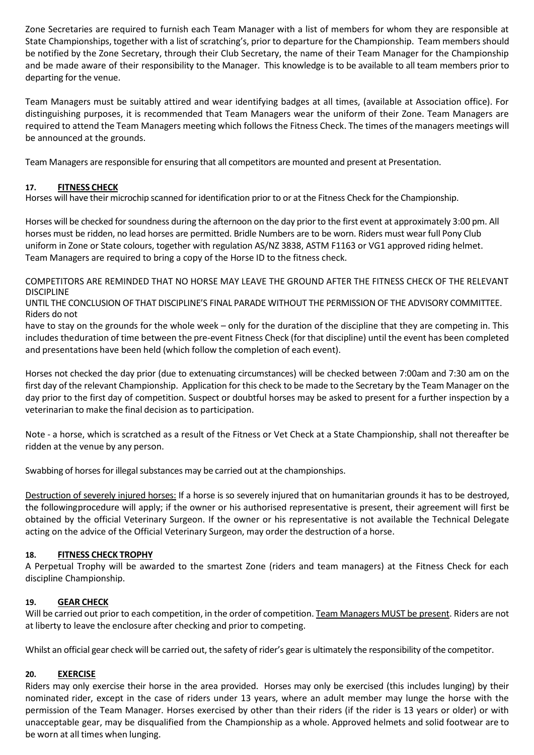Zone Secretaries are required to furnish each Team Manager with a list of members for whom they are responsible at State Championships, together with a list of scratching's, prior to departure for the Championship. Team members should be notified by the Zone Secretary, through their Club Secretary, the name of their Team Manager for the Championship and be made aware of their responsibility to the Manager. This knowledge is to be available to all team members prior to departing for the venue.

Team Managers must be suitably attired and wear identifying badges at all times, (available at Association office). For distinguishing purposes, it is recommended that Team Managers wear the uniform of their Zone. Team Managers are required to attend the Team Managers meeting which follows the Fitness Check. The times of the managers meetings will be announced at the grounds.

Team Managers are responsible for ensuring that all competitors are mounted and present at Presentation.

### 17. FITNESS CHECK

Horses will have their microchip scanned for identification prior to or at the Fitness Check for the Championship.

Horses will be checked for soundness during the afternoon on the day prior to the first event at approximately 3:00 pm. All horses must be ridden, no lead horses are permitted. Bridle Numbers are to be worn. Riders must wear full Pony Club uniform in Zone or State colours, together with regulation AS/NZ 3838, ASTM F1163 or VG1 approved riding helmet. Team Managers are required to bring a copy of the Horse ID to the fitness check.

COMPETITORS ARE REMINDED THAT NO HORSE MAY LEAVE THE GROUND AFTER THE FITNESS CHECK OF THE RELEVANT DISCIPLINE
UNTIL THE CONCLUSION OF THAT DISCIPLINE'S FINAL PARADE WITHOUT THE PERMISSION OF THE ADVISORY COMMITTEE. Riders do not
have to stay on the grounds for the whole week – only for the duration of the discipline that they are competing in. This includes theduration of time between the pre-event Fitness Check (for that discipline) until the event has been completed and presentations have been held (which follow the completion of each event).

Horses not checked the day prior (due to extenuating circumstances) will be checked between 7:00am and 7:30 am on the first day of the relevant Championship. Application for this check to be made to the Secretary by the Team Manager on the day prior to the first day of competition. Suspect or doubtful horses may be asked to present for a further inspection by a veterinarian to make the final decision as to participation.

Note - a horse, which is scratched as a result of the Fitness or Vet Check at a State Championship, shall not thereafter be ridden at the venue by any person.

Swabbing of horses for illegal substances may be carried out at the championships.

Destruction of severely injured horses: If a horse is so severely injured that on humanitarian grounds it has to be destroyed, the followingprocedure will apply; if the owner or his authorised representative is present, their agreement will first be obtained by the official Veterinary Surgeon. If the owner or his representative is not available the Technical Delegate acting on the advice of the Official Veterinary Surgeon, may order the destruction of a horse.

### 18. FITNESS CHECK TROPHY

A Perpetual Trophy will be awarded to the smartest Zone (riders and team managers) at the Fitness Check for each discipline Championship.

### 19. GEAR CHECK

Will be carried out prior to each competition, in the order of competition. Team Managers MUST be present. Riders are not at liberty to leave the enclosure after checking and prior to competing.

Whilst an official gear check will be carried out, the safety of rider's gear is ultimately the responsibility of the competitor.

### 20. EXERCISE

Riders may only exercise their horse in the area provided. Horses may only be exercised (this includes lunging) by their nominated rider, except in the case of riders under 13 years, where an adult member may lunge the horse with the permission of the Team Manager. Horses exercised by other than their riders (if the rider is 13 years or older) or with unacceptable gear, may be disqualified from the Championship as a whole. Approved helmets and solid footwear are to be worn at all times when lunging.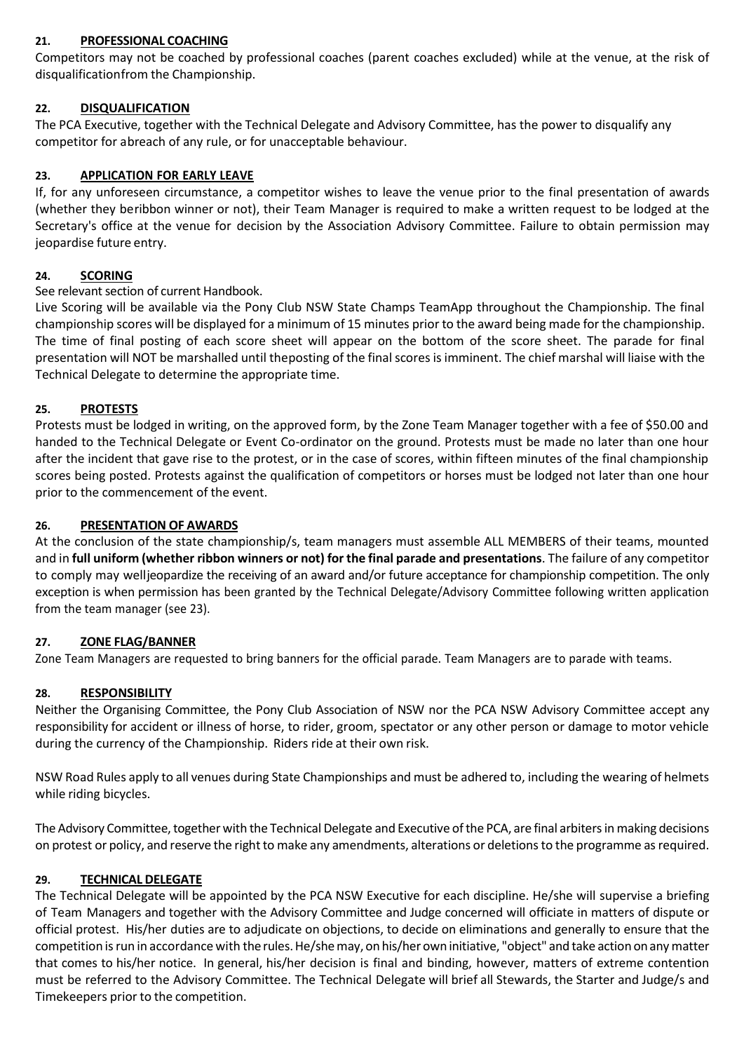## 21. PROFESSIONAL COACHING

Competitors may not be coached by professional coaches (parent coaches excluded) while at the venue, at the risk of disqualificationfrom the Championship.

## 22. DISQUALIFICATION

The PCA Executive, together with the Technical Delegate and Advisory Committee, has the power to disqualify any competitor for abreach of any rule, or for unacceptable behaviour.

## 23. APPLICATION FOR EARLY LEAVE

If, for any unforeseen circumstance, a competitor wishes to leave the venue prior to the final presentation of awards (whether they beribbon winner or not), their Team Manager is required to make a written request to be lodged at the Secretary's office at the venue for decision by the Association Advisory Committee. Failure to obtain permission may jeopardise future entry.

## 24. SCORING

See relevant section of current Handbook.

Live Scoring will be available via the Pony Club NSW State Champs TeamApp throughout the Championship. The final championship scores will be displayed for a minimum of 15 minutes prior to the award being made for the championship. The time of final posting of each score sheet will appear on the bottom of the score sheet. The parade for final presentation will NOT be marshalled until theposting of the final scores is imminent. The chief marshal will liaise with the Technical Delegate to determine the appropriate time.

## 25. PROTESTS

Protests must be lodged in writing, on the approved form, by the Zone Team Manager together with a fee of $50.00 and handed to the Technical Delegate or Event Co-ordinator on the ground. Protests must be made no later than one hour after the incident that gave rise to the protest, or in the case of scores, within fifteen minutes of the final championship scores being posted. Protests against the qualification of competitors or horses must be lodged not later than one hour prior to the commencement of the event.

## 26. PRESENTATION OF AWARDS

At the conclusion of the state championship/s, team managers must assemble ALL MEMBERS of their teams, mounted and in **full uniform (whether ribbon winners or not) for the final parade and presentations**. The failure of any competitor to comply may welljeopardize the receiving of an award and/or future acceptance for championship competition. The only exception is when permission has been granted by the Technical Delegate/Advisory Committee following written application from the team manager (see 23).

## 27. ZONE FLAG/BANNER

Zone Team Managers are requested to bring banners for the official parade. Team Managers are to parade with teams.

## 28. RESPONSIBILITY

Neither the Organising Committee, the Pony Club Association of NSW nor the PCA NSW Advisory Committee accept any responsibility for accident or illness of horse, to rider, groom, spectator or any other person or damage to motor vehicle during the currency of the Championship. Riders ride at their own risk.

NSW Road Rules apply to all venues during State Championships and must be adhered to, including the wearing of helmets while riding bicycles.

The Advisory Committee, together with the Technical Delegate and Executive of the PCA, are final arbiters in making decisions on protest or policy, and reserve the right to make any amendments, alterations or deletions to the programme as required.

## 29. TECHNICAL DELEGATE

The Technical Delegate will be appointed by the PCA NSW Executive for each discipline. He/she will supervise a briefing of Team Managers and together with the Advisory Committee and Judge concerned will officiate in matters of dispute or official protest. His/her duties are to adjudicate on objections, to decide on eliminations and generally to ensure that the competition is run in accordance with the rules. He/she may, on his/her own initiative, "object" and take action on any matter that comes to his/her notice. In general, his/her decision is final and binding, however, matters of extreme contention must be referred to the Advisory Committee. The Technical Delegate will brief all Stewards, the Starter and Judge/s and Timekeepers prior to the competition.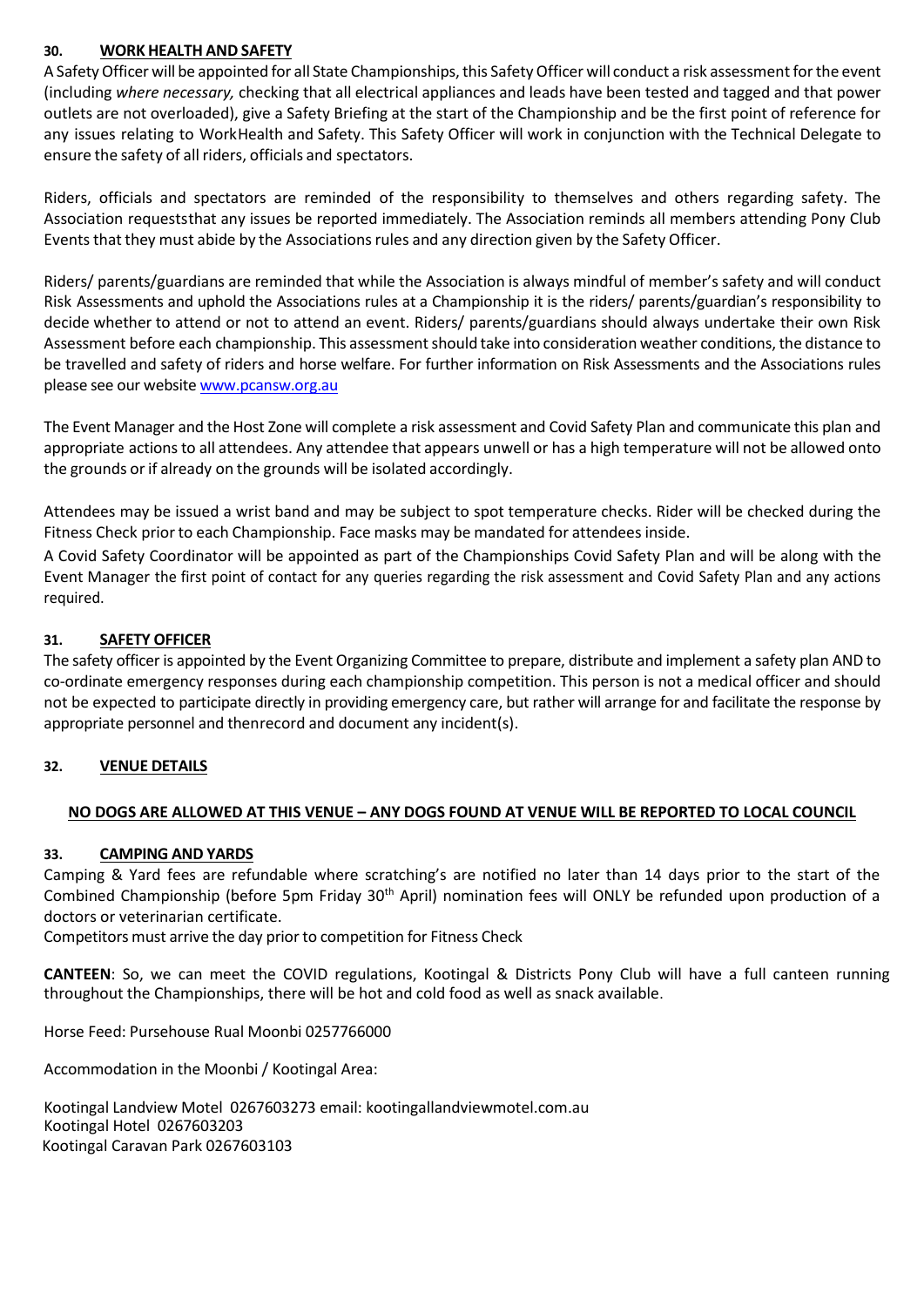## 30. WORK HEALTH AND SAFETY

A Safety Officer will be appointed for all State Championships, this Safety Officer will conduct a risk assessment for the event (including *where necessary,* checking that all electrical appliances and leads have been tested and tagged and that power outlets are not overloaded), give a Safety Briefing at the start of the Championship and be the first point of reference for any issues relating to WorkHealth and Safety. This Safety Officer will work in conjunction with the Technical Delegate to ensure the safety of all riders, officials and spectators.

Riders, officials and spectators are reminded of the responsibility to themselves and others regarding safety. The Association requeststhat any issues be reported immediately. The Association reminds all members attending Pony Club Events that they must abide by the Associations rules and any direction given by the Safety Officer.

Riders/ parents/guardians are reminded that while the Association is always mindful of member's safety and will conduct Risk Assessments and uphold the Associations rules at a Championship it is the riders/ parents/guardian's responsibility to decide whether to attend or not to attend an event. Riders/ parents/guardians should always undertake their own Risk Assessment before each championship. This assessment should take into consideration weather conditions, the distance to be travelled and safety of riders and horse welfare. For further information on Risk Assessments and the Associations rules please see our website [www.pcansw.org.au](www.pcansw.org.au)

The Event Manager and the Host Zone will complete a risk assessment and Covid Safety Plan and communicate this plan and appropriate actions to all attendees. Any attendee that appears unwell or has a high temperature will not be allowed onto the grounds or if already on the grounds will be isolated accordingly.

Attendees may be issued a wrist band and may be subject to spot temperature checks. Rider will be checked during the Fitness Check prior to each Championship. Face masks may be mandated for attendees inside.

A Covid Safety Coordinator will be appointed as part of the Championships Covid Safety Plan and will be along with the Event Manager the first point of contact for any queries regarding the risk assessment and Covid Safety Plan and any actions required.

## 31. SAFETY OFFICER

The safety officer is appointed by the Event Organizing Committee to prepare, distribute and implement a safety plan AND to co-ordinate emergency responses during each championship competition. This person is not a medical officer and should not be expected to participate directly in providing emergency care, but rather will arrange for and facilitate the response by appropriate personnel and thenrecord and document any incident(s).

## 32. VENUE DETAILS

**NO DOGS ARE ALLOWED AT THIS VENUE – ANY DOGS FOUND AT VENUE WILL BE REPORTED TO LOCAL COUNCIL**

## 33. CAMPING AND YARDS

Camping & Yard fees are refundable where scratching's are notified no later than 14 days prior to the start of the Combined Championship (before 5pm Friday 30th April) nomination fees will ONLY be refunded upon production of a doctors or veterinarian certificate.

Competitors must arrive the day prior to competition for Fitness Check

**CANTEEN**: So, we can meet the COVID regulations, Kootingal & Districts Pony Club will have a full canteen running throughout the Championships, there will be hot and cold food as well as snack available.

Horse Feed: Pursehouse Rual Moonbi 0257766000

Accommodation in the Moonbi / Kootingal Area:

Kootingal Landview Motel 0267603273 email: kootingallandviewmotel.com.au
Kootingal Hotel 0267603203
Kootingal Caravan Park 0267603103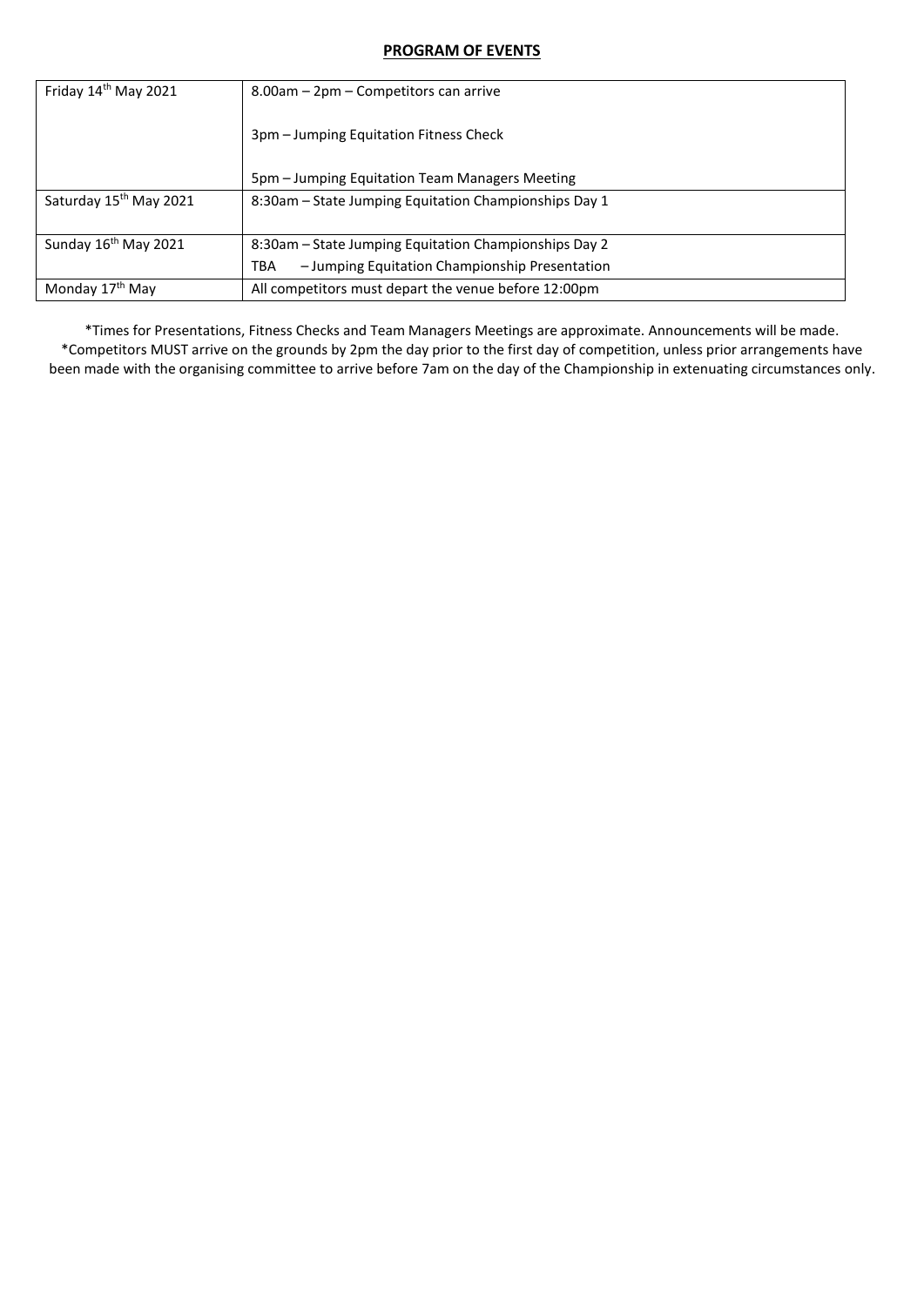## PROGRAM OF EVENTS

| | |
|---|---|
| Friday 14th May 2021 | 8.00am – 2pm – Competitors can arrive<br><br>3pm – Jumping Equitation Fitness Check<br><br>5pm – Jumping Equitation Team Managers Meeting |
| Saturday 15th May 2021 | 8:30am – State Jumping Equitation Championships Day 1 |
| Sunday 16th May 2021 | 8:30am – State Jumping Equitation Championships Day 2<br>TBA – Jumping Equitation Championship Presentation |
| Monday 17th May | All competitors must depart the venue before 12:00pm |

*Times for Presentations, Fitness Checks and Team Managers Meetings are approximate. Announcements will be made.
*Competitors MUST arrive on the grounds by 2pm the day prior to the first day of competition, unless prior arrangements have been made with the organising committee to arrive before 7am on the day of the Championship in extenuating circumstances only.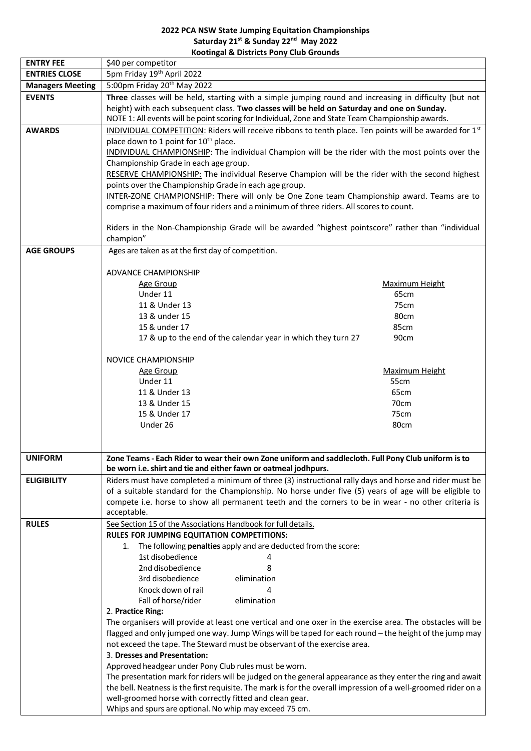**2022 PCA NSW State Jumping Equitation Championships**
**Saturday 21st & Sunday 22nd May 2022**
**Kootingal & Districts Pony Club Grounds**

| | |
|---|---|
| **ENTRY FEE** | $40 per competitor |
| **ENTRIES CLOSE** | 5pm Friday 19th April 2022 |
| **Managers Meeting** | 5:00pm Friday 20th May 2022 |
| **EVENTS** | **Three** classes will be held, starting with a simple jumping round and increasing in difficulty (but not height) with each subsequent class. **Two classes will be held on Saturday and one on Sunday.**<br>NOTE 1: All events will be point scoring for Individual, Zone and State Team Championship awards. |
| **AWARDS** | <u>INDIVIDUAL COMPETITION</u>: Riders will receive ribbons to tenth place. Ten points will be awarded for 1st place down to 1 point for 10th place.<br><u>INDIVIDUAL CHAMPIONSHIP</u>: The individual Champion will be the rider with the most points over the Championship Grade in each age group.<br><u>RESERVE CHAMPIONSHIP:</u> The individual Reserve Champion will be the rider with the second highest points over the Championship Grade in each age group.<br><u>INTER-ZONE CHAMPIONSHIP:</u> There will only be One Zone team Championship award. Teams are to comprise a maximum of four riders and a minimum of three riders. All scores to count.<br><br>Riders in the Non-Championship Grade will be awarded "highest pointscore" rather than "individual champion" |
| **AGE GROUPS** | Ages are taken as at the first day of competition.<br><br>ADVANCE CHAMPIONSHIP<br><u>Age Group</u> — <u>Maximum Height</u><br>Under 11 — 65cm<br>11 & Under 13 — 75cm<br>13 & under 15 — 80cm<br>15 & under 17 — 85cm<br>17 & up to the end of the calendar year in which they turn 27 — 90cm<br><br>NOVICE CHAMPIONSHIP<br><u>Age Group</u> — <u>Maximum Height</u><br>Under 11 — 55cm<br>11 & Under 13 — 65cm<br>13 & Under 15 — 70cm<br>15 & Under 17 — 75cm<br>Under 26 — 80cm |
| **UNIFORM** | **Zone Teams - Each Rider to wear their own Zone uniform and saddlecloth. Full Pony Club uniform is to be worn i.e. shirt and tie and either fawn or oatmeal jodhpurs.** |
| **ELIGIBILITY** | Riders must have completed a minimum of three (3) instructional rally days and horse and rider must be of a suitable standard for the Championship. No horse under five (5) years of age will be eligible to compete i.e. horse to show all permanent teeth and the corners to be in wear - no other criteria is acceptable. |
| **RULES** | <u>See Section 15 of the Associations Handbook for full details.</u><br>**RULES FOR JUMPING EQUITATION COMPETITIONS:**<br>1. The following **penalties** apply and are deducted from the score:<br>1st disobedience — 4<br>2nd disobedience — 8<br>3rd disobedience — elimination<br>Knock down of rail — 4<br>Fall of horse/rider — elimination<br>2. **Practice Ring:**<br>The organisers will provide at least one vertical and one oxer in the exercise area. The obstacles will be flagged and only jumped one way. Jump Wings will be taped for each round – the height of the jump may not exceed the tape. The Steward must be observant of the exercise area.<br>3. **Dresses and Presentation:**<br>Approved headgear under Pony Club rules must be worn.<br>The presentation mark for riders will be judged on the general appearance as they enter the ring and await the bell. Neatness is the first requisite. The mark is for the overall impression of a well-groomed rider on a well-groomed horse with correctly fitted and clean gear.<br>Whips and spurs are optional. No whip may exceed 75 cm. |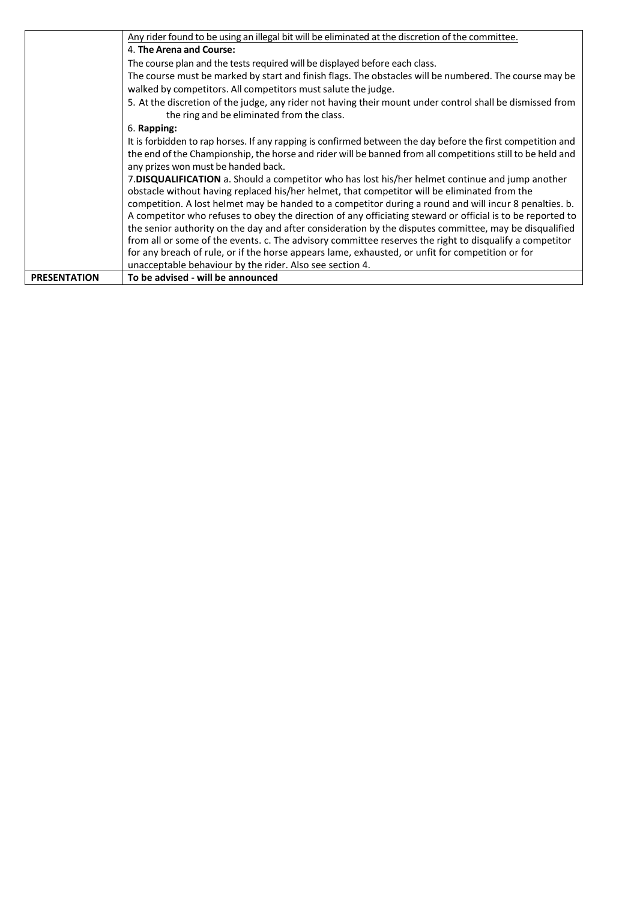|  |  |
|---|---|
|  | <u>Any rider found to be using an illegal bit will be eliminated at the discretion of the committee.</u><br>4. **The Arena and Course:**<br>The course plan and the tests required will be displayed before each class.<br>The course must be marked by start and finish flags. The obstacles will be numbered. The course may be walked by competitors. All competitors must salute the judge.<br>5. At the discretion of the judge, any rider not having their mount under control shall be dismissed from the ring and be eliminated from the class.<br>6. **Rapping:**<br>It is forbidden to rap horses. If any rapping is confirmed between the day before the first competition and the end of the Championship, the horse and rider will be banned from all competitions still to be held and any prizes won must be handed back.<br>7.**DISQUALIFICATION** a. Should a competitor who has lost his/her helmet continue and jump another obstacle without having replaced his/her helmet, that competitor will be eliminated from the competition. A lost helmet may be handed to a competitor during a round and will incur 8 penalties. b. A competitor who refuses to obey the direction of any officiating steward or official is to be reported to the senior authority on the day and after consideration by the disputes committee, may be disqualified from all or some of the events. c. The advisory committee reserves the right to disqualify a competitor for any breach of rule, or if the horse appears lame, exhausted, or unfit for competition or for unacceptable behaviour by the rider. Also see section 4. |
| **PRESENTATION** | **To be advised - will be announced** |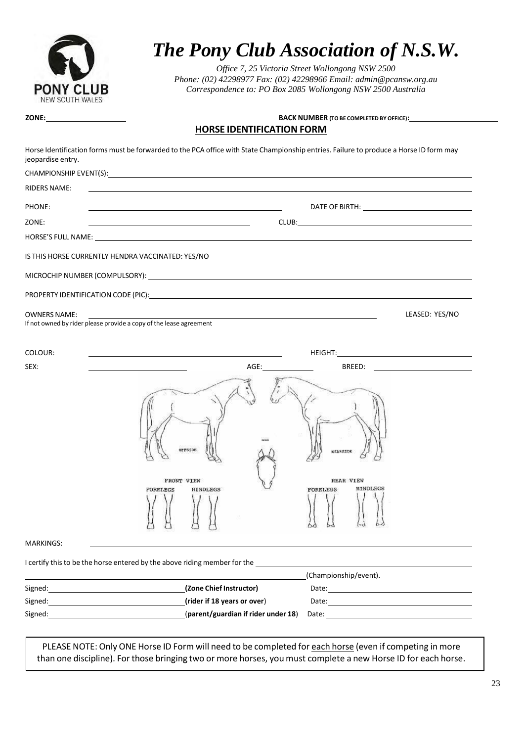# *The Pony Club Association of N.S.W.*

*Office 7, 25 Victoria Street Wollongong NSW 2500*
*Phone: (02) 42298977 Fax: (02) 42298966 Email: admin@pcansw.org.au*
*Correspondence to: PO Box 2085 Wollongong NSW 2500 Australia*

**ZONE:** ____________________ **BACK NUMBER (TO BE COMPLETED BY OFFICE):** ____________________

## HORSE IDENTIFICATION FORM

Horse Identification forms must be forwarded to the PCA office with State Championship entries. Failure to produce a Horse ID form may jeopardise entry.

CHAMPIONSHIP EVENT(S): ____________________

RIDERS NAME: ____________________

PHONE: ____________________ DATE OF BIRTH: ____________________

ZONE: ____________________ CLUB: ____________________

HORSE'S FULL NAME: ____________________

IS THIS HORSE CURRENTLY HENDRA VACCINATED: YES/NO

MICROCHIP NUMBER (COMPULSORY): ____________________

PROPERTY IDENTIFICATION CODE (PIC): ____________________

OWNERS NAME: ____________________ LEASED: YES/NO

If not owned by rider please provide a copy of the lease agreement

COLOUR: ____________________ HEIGHT: ____________________

SEX: ____________________ AGE: ____________ BREED: ____________________

OFFSIDE — HEAD — NEARSIDE

FRONT VIEW: FORELEGS, HINDLEGS — REAR VIEW: FORELEGS, HINDLEGS

MARKINGS: ____________________

I certify this to be the horse entered by the above riding member for the ____________________ (Championship/event).

Signed: ____________________ **(Zone Chief Instructor)** Date: ____________________

Signed: ____________________ **(rider if 18 years or over)** Date: ____________________

Signed: ____________________ (**parent/guardian if rider under 18**) Date: ____________________

PLEASE NOTE: Only ONE Horse ID Form will need to be completed for each horse (even if competing in more than one discipline). For those bringing two or more horses, you must complete a new Horse ID for each horse.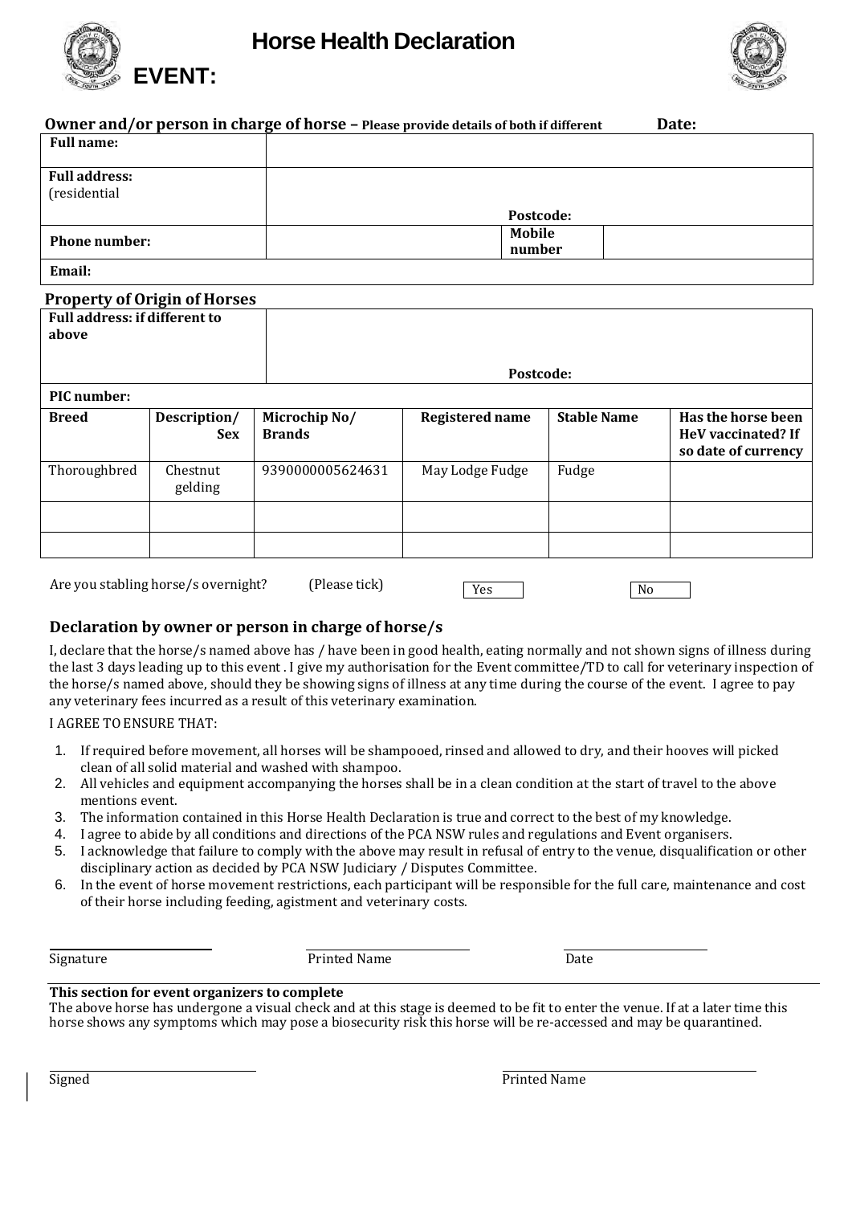# Horse Health Declaration

## EVENT:

**Owner and/or person in charge of horse – Please provide details of both if different** **Date:**

| | | | |
|---|---|---|---|
| **Full name:** | | | |
| **Full address:** (residential | **Postcode:** | | |
| **Phone number:** | | **Mobile number** | |
| **Email:** | | | |

**Property of Origin of Horses**

| | |
|---|---|
| **Full address: if different to above** | **Postcode:** |
| **PIC number:** | |

| **Breed** | **Description/ Sex** | **Microchip No/ Brands** | **Registered name** | **Stable Name** | **Has the horse been HeV vaccinated? If so date of currency** |
|---|---|---|---|---|---|
| Thoroughbred | Chestnut gelding | 9390000005624631 | May Lodge Fudge | Fudge | |
| | | | | | |
| | | | | | |

Are you stabling horse/s overnight? (Please tick) Yes No

### Declaration by owner or person in charge of horse/s

I, declare that the horse/s named above has / have been in good health, eating normally and not shown signs of illness during the last 3 days leading up to this event . I give my authorisation for the Event committee/TD to call for veterinary inspection of the horse/s named above, should they be showing signs of illness at any time during the course of the event. I agree to pay any veterinary fees incurred as a result of this veterinary examination.

I AGREE TO ENSURE THAT:

1. If required before movement, all horses will be shampooed, rinsed and allowed to dry, and their hooves will picked clean of all solid material and washed with shampoo.
2. All vehicles and equipment accompanying the horses shall be in a clean condition at the start of travel to the above mentions event.
3. The information contained in this Horse Health Declaration is true and correct to the best of my knowledge.
4. I agree to abide by all conditions and directions of the PCA NSW rules and regulations and Event organisers.
5. I acknowledge that failure to comply with the above may result in refusal of entry to the venue, disqualification or other disciplinary action as decided by PCA NSW Judiciary / Disputes Committee.
6. In the event of horse movement restrictions, each participant will be responsible for the full care, maintenance and cost of their horse including feeding, agistment and veterinary costs.

Signature Printed Name Date

**This section for event organizers to complete**

The above horse has undergone a visual check and at this stage is deemed to be fit to enter the venue. If at a later time this horse shows any symptoms which may pose a biosecurity risk this horse will be re-accessed and may be quarantined.

Signed Printed Name